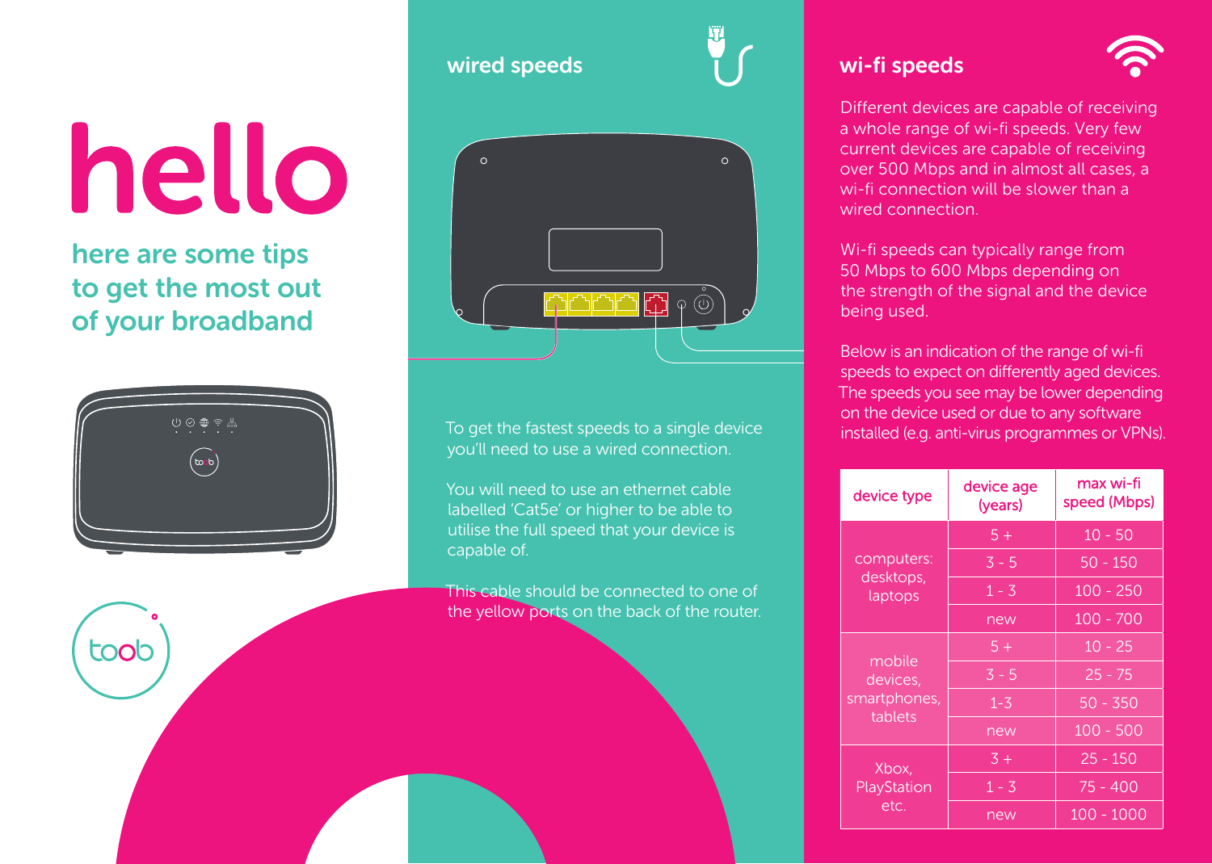# hello

## here are some tips to get the most out of your broadband

toob

## wired speeds

To get the fastest speeds to a single device you'll need to use a wired connection.

You will need to use an ethernet cable labelled 'Cat5e' or higher to be able to utilise the full speed that your device is capable of.

This cable should be connected to one of the yellow ports on the back of the router.

## wi-fi speeds

Different devices are capable of receiving a whole range of wi-fi speeds. Very few current devices are capable of receiving over 500 Mbps and in almost all cases, a wi-fi connection will be slower than a wired connection.

Wi-fi speeds can typically range from 50 Mbps to 600 Mbps depending on the strength of the signal and the device being used.

Below is an indication of the range of wi-fi speeds to expect on differently aged devices. The speeds you see may be lower depending on the device used or due to any software installed (e.g. anti-virus programmes or VPNs).

| device type | device age (years) | max wi-fi speed (Mbps) |
|---|---|---|
| computers: desktops, laptops | 5 + | 10 - 50 |
| | 3 - 5 | 50 - 150 |
| | 1 - 3 | 100 - 250 |
| | new | 100 - 700 |
| mobile devices, smartphones, tablets | 5 + | 10 - 25 |
| | 3 - 5 | 25 - 75 |
| | 1-3 | 50 - 350 |
| | new | 100 - 500 |
| Xbox, PlayStation etc. | 3 + | 25 - 150 |
| | 1 - 3 | 75 - 400 |
| | new | 100 - 1000 |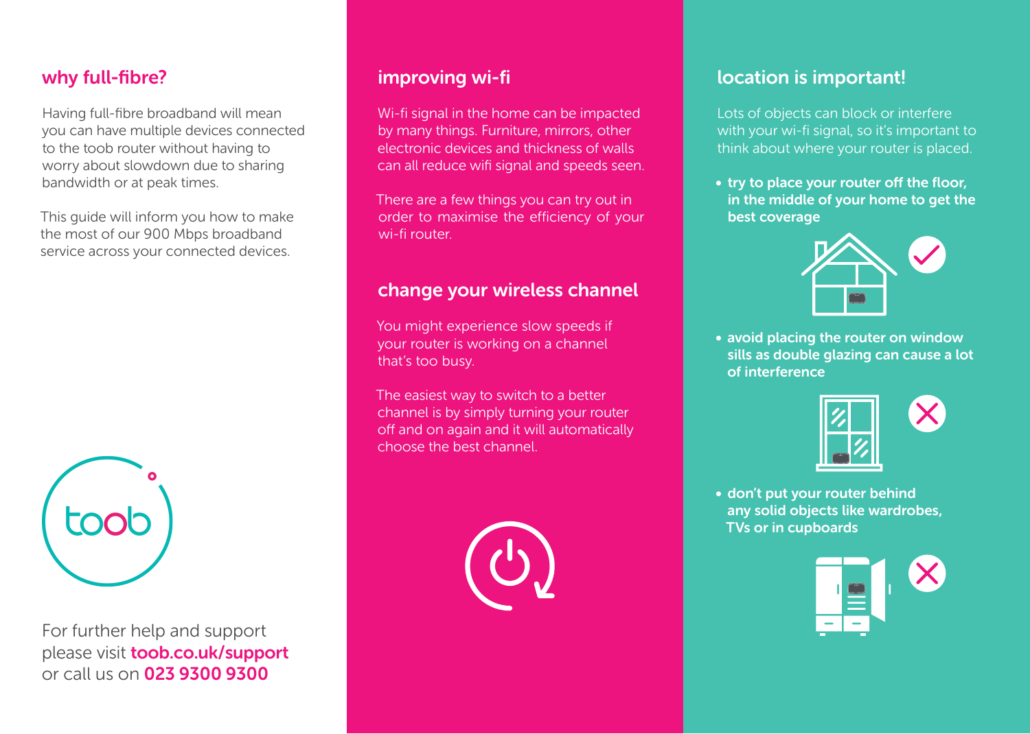## why full-fibre?

Having full-fibre broadband will mean you can have multiple devices connected to the toob router without having to worry about slowdown due to sharing bandwidth or at peak times.

This guide will inform you how to make the most of our 900 Mbps broadband service across your connected devices.

toob

For further help and support please visit **toob.co.uk/support** or call us on **023 9300 9300**

## improving wi-fi

Wi-fi signal in the home can be impacted by many things. Furniture, mirrors, other electronic devices and thickness of walls can all reduce wifi signal and speeds seen.

There are a few things you can try out in order to maximise the efficiency of your wi-fi router.

## change your wireless channel

You might experience slow speeds if your router is working on a channel that's too busy.

The easiest way to switch to a better channel is by simply turning your router off and on again and it will automatically choose the best channel.

## location is important!

Lots of objects can block or interfere with your wi-fi signal, so it's important to think about where your router is placed.

- **try to place your router off the floor, in the middle of your home to get the best coverage**
- **avoid placing the router on window sills as double glazing can cause a lot of interference**
- **don't put your router behind any solid objects like wardrobes, TVs or in cupboards**